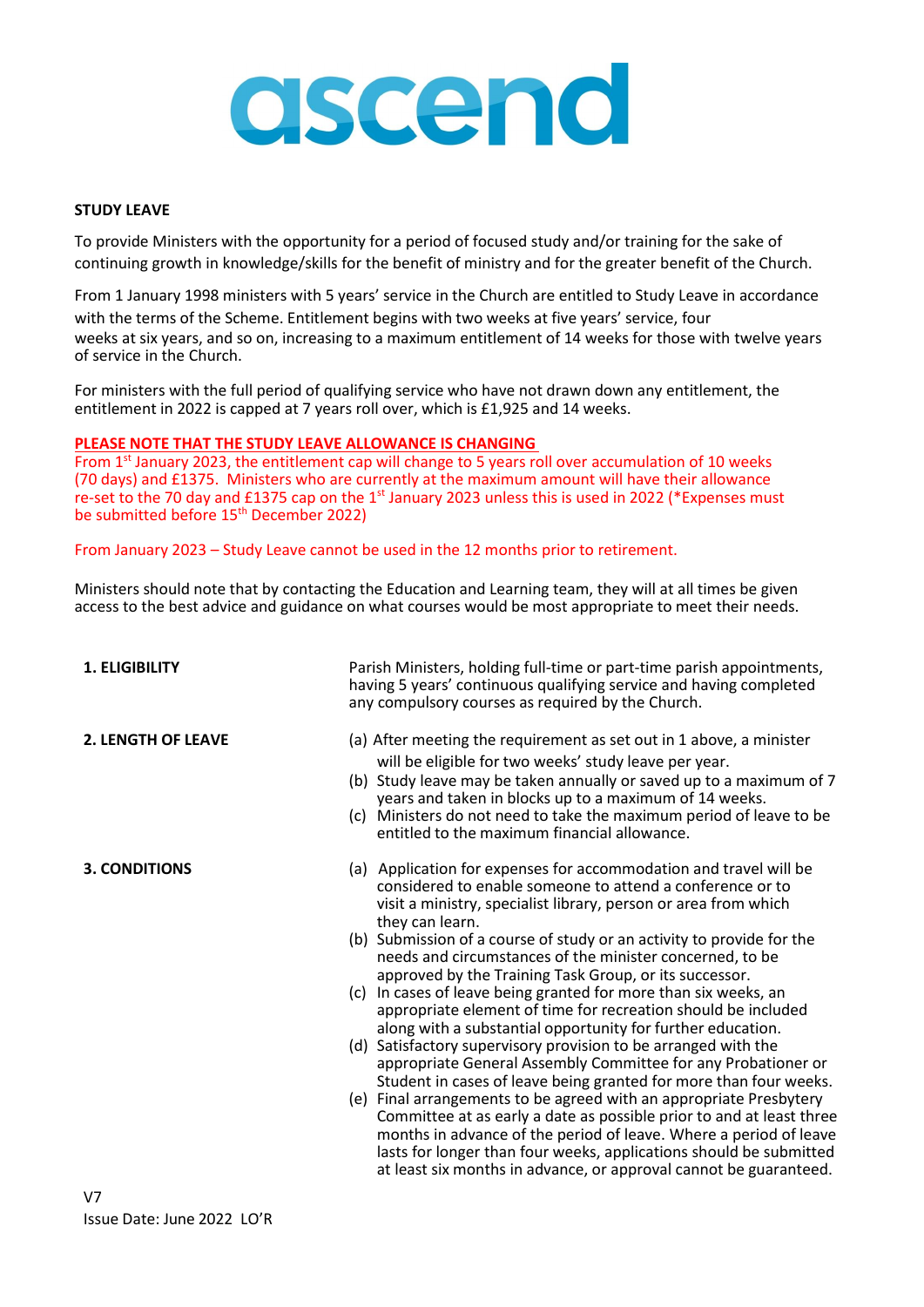# ascend

**STUDY LEAVE**

To provide Ministers with the opportunity for a period of focused study and/or training for the sake of continuing growth in knowledge/skills for the benefit of ministry and for the greater benefit of the Church.

From 1 January 1998 ministers with 5 years' service in the Church are entitled to Study Leave in accordance with the terms of the Scheme. Entitlement begins with two weeks at five years' service, four weeks at six years, and so on, increasing to a maximum entitlement of 14 weeks for those with twelve years of service in the Church.

For ministers with the full period of qualifying service who have not drawn down any entitlement, the entitlement in 2022 is capped at 7 years roll over, which is £1,925 and 14 weeks.

**PLEASE NOTE THAT THE STUDY LEAVE ALLOWANCE IS CHANGING**

From 1st January 2023, the entitlement cap will change to 5 years roll over accumulation of 10 weeks (70 days) and £1375. Ministers who are currently at the maximum amount will have their allowance re-set to the 70 day and £1375 cap on the 1st January 2023 unless this is used in 2022 (*Expenses must be submitted before 15th December 2022)

From January 2023 – Study Leave cannot be used in the 12 months prior to retirement.

Ministers should note that by contacting the Education and Learning team, they will at all times be given access to the best advice and guidance on what courses would be most appropriate to meet their needs.

**1. ELIGIBILITY**

Parish Ministers, holding full-time or part-time parish appointments, having 5 years' continuous qualifying service and having completed any compulsory courses as required by the Church.

**2. LENGTH OF LEAVE**

(a) After meeting the requirement as set out in 1 above, a minister will be eligible for two weeks' study leave per year.
(b) Study leave may be taken annually or saved up to a maximum of 7 years and taken in blocks up to a maximum of 14 weeks.
(c) Ministers do not need to take the maximum period of leave to be entitled to the maximum financial allowance.

**3. CONDITIONS**

(a) Application for expenses for accommodation and travel will be considered to enable someone to attend a conference or to visit a ministry, specialist library, person or area from which they can learn.
(b) Submission of a course of study or an activity to provide for the needs and circumstances of the minister concerned, to be approved by the Training Task Group, or its successor.
(c) In cases of leave being granted for more than six weeks, an appropriate element of time for recreation should be included along with a substantial opportunity for further education.
(d) Satisfactory supervisory provision to be arranged with the appropriate General Assembly Committee for any Probationer or Student in cases of leave being granted for more than four weeks.
(e) Final arrangements to be agreed with an appropriate Presbytery Committee at as early a date as possible prior to and at least three months in advance of the period of leave. Where a period of leave lasts for longer than four weeks, applications should be submitted at least six months in advance, or approval cannot be guaranteed.

V7
Issue Date: June 2022 LO'R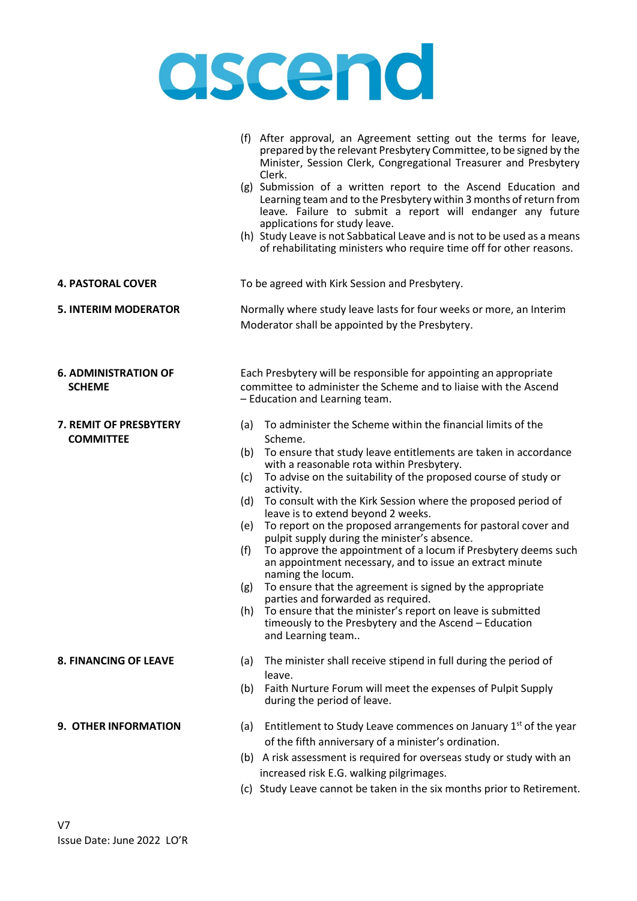ascend

(f) After approval, an Agreement setting out the terms for leave, prepared by the relevant Presbytery Committee, to be signed by the Minister, Session Clerk, Congregational Treasurer and Presbytery Clerk.
(g) Submission of a written report to the Ascend Education and Learning team and to the Presbytery within 3 months of return from leave. Failure to submit a report will endanger any future applications for study leave.
(h) Study Leave is not Sabbatical Leave and is not to be used as a means of rehabilitating ministers who require time off for other reasons.

**4. PASTORAL COVER**

To be agreed with Kirk Session and Presbytery.

**5. INTERIM MODERATOR**

Normally where study leave lasts for four weeks or more, an Interim Moderator shall be appointed by the Presbytery.

**6. ADMINISTRATION OF SCHEME**

Each Presbytery will be responsible for appointing an appropriate committee to administer the Scheme and to liaise with the Ascend – Education and Learning team.

**7. REMIT OF PRESBYTERY COMMITTEE**

(a) To administer the Scheme within the financial limits of the Scheme.
(b) To ensure that study leave entitlements are taken in accordance with a reasonable rota within Presbytery.
(c) To advise on the suitability of the proposed course of study or activity.
(d) To consult with the Kirk Session where the proposed period of leave is to extend beyond 2 weeks.
(e) To report on the proposed arrangements for pastoral cover and pulpit supply during the minister's absence.
(f) To approve the appointment of a locum if Presbytery deems such an appointment necessary, and to issue an extract minute naming the locum.
(g) To ensure that the agreement is signed by the appropriate parties and forwarded as required.
(h) To ensure that the minister's report on leave is submitted timeously to the Presbytery and the Ascend – Education and Learning team..

**8. FINANCING OF LEAVE**

(a) The minister shall receive stipend in full during the period of leave.
(b) Faith Nurture Forum will meet the expenses of Pulpit Supply during the period of leave.

**9. OTHER INFORMATION**

(a) Entitlement to Study Leave commences on January 1st of the year of the fifth anniversary of a minister's ordination.
(b) A risk assessment is required for overseas study or study with an increased risk E.G. walking pilgrimages.
(c) Study Leave cannot be taken in the six months prior to Retirement.

V7
Issue Date: June 2022 LO'R